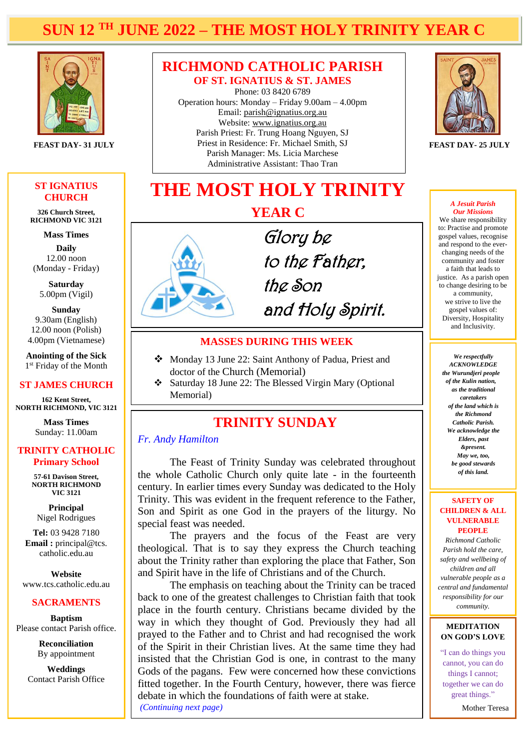# SUN 12 TH JUNE 2022 – THE MOST HOLY TRINITY YEAR C

**FEAST DAY- 31 JULY**

## RICHMOND CATHOLIC PARISH
### OF ST. IGNATIUS & ST. JAMES

Phone: 03 8420 6789
Operation hours: Monday – Friday 9.00am – 4.00pm
Email: parish@ignatius.org.au
Website: www.ignatius.org.au
Parish Priest: Fr. Trung Hoang Nguyen, SJ
Priest in Residence: Fr. Michael Smith, SJ
Parish Manager: Ms. Licia Marchese
Administrative Assistant: Thao Tran

**FEAST DAY- 25 JULY**

### ST IGNATIUS CHURCH

**326 Church Street, RICHMOND VIC 3121**

**Mass Times**

**Daily**
12.00 noon
(Monday - Friday)

**Saturday**
5.00pm (Vigil)

**Sunday**
9.30am (English)
12.00 noon (Polish)
4.00pm (Vietnamese)

**Anointing of the Sick**
1st Friday of the Month

### ST JAMES CHURCH

**162 Kent Street, NORTH RICHMOND, VIC 3121**

**Mass Times**
Sunday: 11.00am

### TRINITY CATHOLIC Primary School

**57-61 Davison Street, NORTH RICHMOND VIC 3121**

**Principal**
Nigel Rodrigues

**Tel:** 03 9428 7180
**Email :** principal@tcs.catholic.edu.au

**Website**
www.tcs.catholic.edu.au

### SACRAMENTS

**Baptism**
Please contact Parish office.

**Reconciliation**
By appointment

**Weddings**
Contact Parish Office

# THE MOST HOLY TRINITY
## YEAR C

*Glory be to the Father, the Son and Holy Spirit.*

### MASSES DURING THIS WEEK

- Monday 13 June 22: Saint Anthony of Padua, Priest and doctor of the Church (Memorial)
- Saturday 18 June 22: The Blessed Virgin Mary (Optional Memorial)

## TRINITY SUNDAY

*Fr. Andy Hamilton*

The Feast of Trinity Sunday was celebrated throughout the whole Catholic Church only quite late - in the fourteenth century. In earlier times every Sunday was dedicated to the Holy Trinity. This was evident in the frequent reference to the Father, Son and Spirit as one God in the prayers of the liturgy. No special feast was needed.

The prayers and the focus of the Feast are very theological. That is to say they express the Church teaching about the Trinity rather than exploring the place that Father, Son and Spirit have in the life of Christians and of the Church.

The emphasis on teaching about the Trinity can be traced back to one of the greatest challenges to Christian faith that took place in the fourth century. Christians became divided by the way in which they thought of God. Previously they had all prayed to the Father and to Christ and had recognised the work of the Spirit in their Christian lives. At the same time they had insisted that the Christian God is one, in contrast to the many Gods of the pagans. Few were concerned how these convictions fitted together. In the Fourth Century, however, there was fierce debate in which the foundations of faith were at stake.

*(Continuing next page)*

***A Jesuit Parish***
***Our Missions***

We share responsibility to: Practise and promote gospel values, recognise and respond to the ever-changing needs of the community and foster a faith that leads to justice. As a parish open to change desiring to be a community, we strive to live the gospel values of: Diversity, Hospitality and Inclusivity.

***We respectfully ACKNOWLEDGE the Wurundjeri people of the Kulin nation, as the traditional caretakers of the land which is the Richmond Catholic Parish. We acknowledge the Elders, past &present. May we, too, be good stewards of this land.***

### SAFETY OF CHILDREN & ALL VULNERABLE PEOPLE

*Richmond Catholic Parish hold the care, safety and wellbeing of children and all vulnerable people as a central and fundamental responsibility for our community.*

### MEDITATION ON GOD'S LOVE

"I can do things you cannot, you can do things I cannot; together we can do great things."

Mother Teresa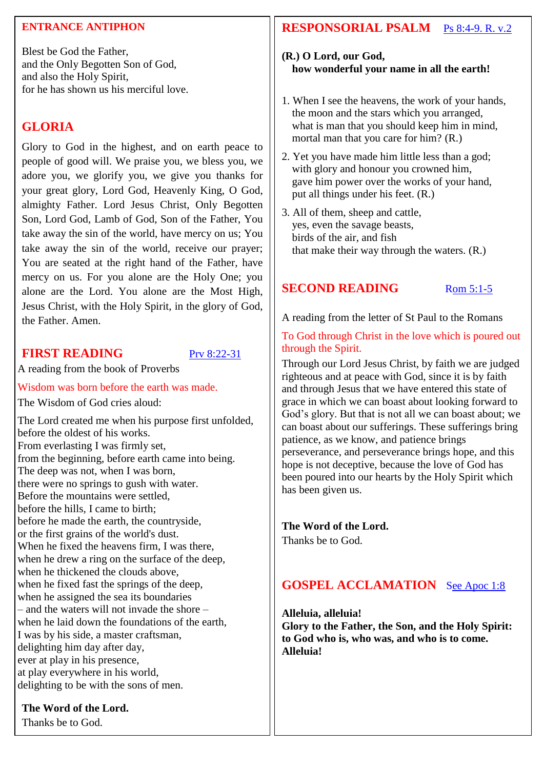## ENTRANCE ANTIPHON

Blest be God the Father,
and the Only Begotten Son of God,
and also the Holy Spirit,
for he has shown us his merciful love.

## GLORIA

Glory to God in the highest, and on earth peace to people of good will. We praise you, we bless you, we adore you, we glorify you, we give you thanks for your great glory, Lord God, Heavenly King, O God, almighty Father. Lord Jesus Christ, Only Begotten Son, Lord God, Lamb of God, Son of the Father, You take away the sin of the world, have mercy on us; You take away the sin of the world, receive our prayer; You are seated at the right hand of the Father, have mercy on us. For you alone are the Holy One; you alone are the Lord. You alone are the Most High, Jesus Christ, with the Holy Spirit, in the glory of God, the Father. Amen.

## FIRST READING Prv 8:22-31

A reading from the book of Proverbs

Wisdom was born before the earth was made.

The Wisdom of God cries aloud:

The Lord created me when his purpose first unfolded,
before the oldest of his works.
From everlasting I was firmly set,
from the beginning, before earth came into being.
The deep was not, when I was born,
there were no springs to gush with water.
Before the mountains were settled,
before the hills, I came to birth;
before he made the earth, the countryside,
or the first grains of the world's dust.
When he fixed the heavens firm, I was there,
when he drew a ring on the surface of the deep,
when he thickened the clouds above,
when he fixed fast the springs of the deep,
when he assigned the sea its boundaries
– and the waters will not invade the shore –
when he laid down the foundations of the earth,
I was by his side, a master craftsman,
delighting him day after day,
ever at play in his presence,
at play everywhere in his world,
delighting to be with the sons of men.

**The Word of the Lord.**
Thanks be to God.

## RESPONSORIAL PSALM Ps 8:4-9. R. v.2

**(R.) O Lord, our God,
how wonderful your name in all the earth!**

1. When I see the heavens, the work of your hands,
the moon and the stars which you arranged,
what is man that you should keep him in mind,
mortal man that you care for him? (R.)
2. Yet you have made him little less than a god;
with glory and honour you crowned him,
gave him power over the works of your hand,
put all things under his feet. (R.)
3. All of them, sheep and cattle,
yes, even the savage beasts,
birds of the air, and fish
that make their way through the waters. (R.)

## SECOND READING Rom 5:1-5

A reading from the letter of St Paul to the Romans

To God through Christ in the love which is poured out through the Spirit.

Through our Lord Jesus Christ, by faith we are judged righteous and at peace with God, since it is by faith and through Jesus that we have entered this state of grace in which we can boast about looking forward to God's glory. But that is not all we can boast about; we can boast about our sufferings. These sufferings bring patience, as we know, and patience brings perseverance, and perseverance brings hope, and this hope is not deceptive, because the love of God has been poured into our hearts by the Holy Spirit which has been given us.

**The Word of the Lord.**
Thanks be to God.

## GOSPEL ACCLAMATION See Apoc 1:8

**Alleluia, alleluia!
Glory to the Father, the Son, and the Holy Spirit:
to God who is, who was, and who is to come.
Alleluia!**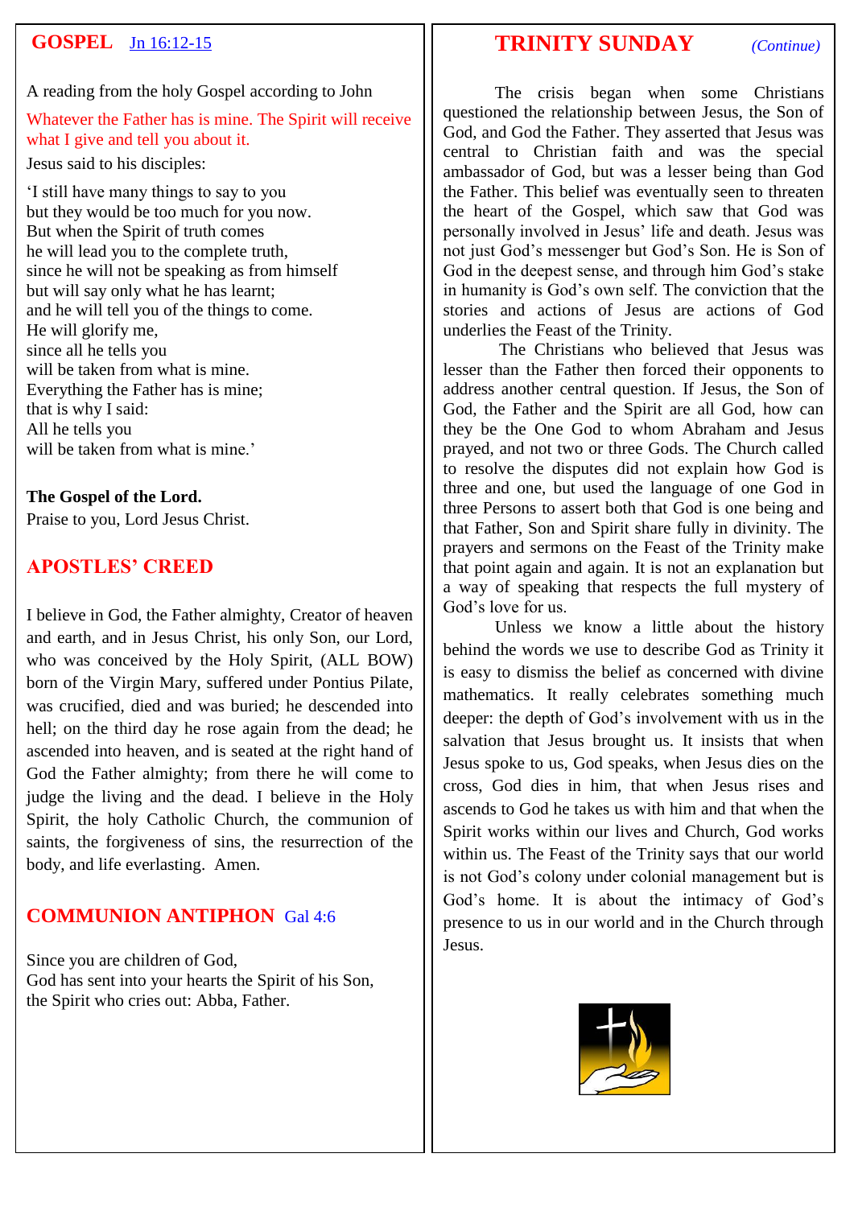## GOSPEL Jn 16:12-15

A reading from the holy Gospel according to John

Whatever the Father has is mine. The Spirit will receive what I give and tell you about it.

Jesus said to his disciples:

'I still have many things to say to you
but they would be too much for you now.
But when the Spirit of truth comes
he will lead you to the complete truth,
since he will not be speaking as from himself
but will say only what he has learnt;
and he will tell you of the things to come.
He will glorify me,
since all he tells you
will be taken from what is mine.
Everything the Father has is mine;
that is why I said:
All he tells you
will be taken from what is mine.'

**The Gospel of the Lord.**
Praise to you, Lord Jesus Christ.

## APOSTLES' CREED

I believe in God, the Father almighty, Creator of heaven and earth, and in Jesus Christ, his only Son, our Lord, who was conceived by the Holy Spirit, (ALL BOW) born of the Virgin Mary, suffered under Pontius Pilate, was crucified, died and was buried; he descended into hell; on the third day he rose again from the dead; he ascended into heaven, and is seated at the right hand of God the Father almighty; from there he will come to judge the living and the dead. I believe in the Holy Spirit, the holy Catholic Church, the communion of saints, the forgiveness of sins, the resurrection of the body, and life everlasting. Amen.

## COMMUNION ANTIPHON Gal 4:6

Since you are children of God,
God has sent into your hearts the Spirit of his Son,
the Spirit who cries out: Abba, Father.

## TRINITY SUNDAY *(Continue)*

The crisis began when some Christians questioned the relationship between Jesus, the Son of God, and God the Father. They asserted that Jesus was central to Christian faith and was the special ambassador of God, but was a lesser being than God the Father. This belief was eventually seen to threaten the heart of the Gospel, which saw that God was personally involved in Jesus' life and death. Jesus was not just God's messenger but God's Son. He is Son of God in the deepest sense, and through him God's stake in humanity is God's own self. The conviction that the stories and actions of Jesus are actions of God underlies the Feast of the Trinity.

The Christians who believed that Jesus was lesser than the Father then forced their opponents to address another central question. If Jesus, the Son of God, the Father and the Spirit are all God, how can they be the One God to whom Abraham and Jesus prayed, and not two or three Gods. The Church called to resolve the disputes did not explain how God is three and one, but used the language of one God in three Persons to assert both that God is one being and that Father, Son and Spirit share fully in divinity. The prayers and sermons on the Feast of the Trinity make that point again and again. It is not an explanation but a way of speaking that respects the full mystery of God's love for us.

Unless we know a little about the history behind the words we use to describe God as Trinity it is easy to dismiss the belief as concerned with divine mathematics. It really celebrates something much deeper: the depth of God's involvement with us in the salvation that Jesus brought us. It insists that when Jesus spoke to us, God speaks, when Jesus dies on the cross, God dies in him, that when Jesus rises and ascends to God he takes us with him and that when the Spirit works within our lives and Church, God works within us. The Feast of the Trinity says that our world is not God's colony under colonial management but is God's home. It is about the intimacy of God's presence to us in our world and in the Church through Jesus.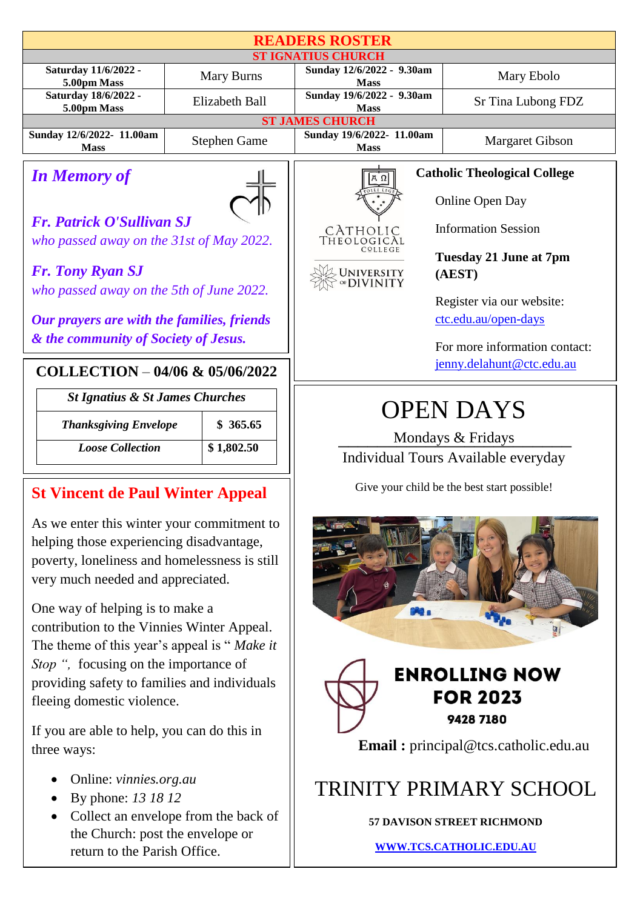# READERS ROSTER

## ST IGNATIUS CHURCH

| | | | |
|---|---|---|---|
| **Saturday 11/6/2022 - 5.00pm Mass** | Mary Burns | **Sunday 12/6/2022 - 9.30am Mass** | Mary Ebolo |
| **Saturday 18/6/2022 - 5.00pm Mass** | Elizabeth Ball | **Sunday 19/6/2022 - 9.30am Mass** | Sr Tina Lubong FDZ |

## ST JAMES CHURCH

| | | | |
|---|---|---|---|
| **Sunday 12/6/2022- 11.00am Mass** | Stephen Game | **Sunday 19/6/2022- 11.00am Mass** | Margaret Gibson |

## *In Memory of*

***Fr. Patrick O'Sullivan SJ***

*who passed away on the 31st of May 2022.*

***Fr. Tony Ryan SJ***

*who passed away on the 5th of June 2022.*

***Our prayers are with the families, friends & the community of Society of Jesus.***

## COLLECTION – 04/06 & 05/06/2022

| *St Ignatius & St James Churches* | |
|---|---|
| ***Thanksgiving Envelope*** | **$ 365.65** |
| ***Loose Collection*** | **$ 1,802.50** |

## St Vincent de Paul Winter Appeal

As we enter this winter your commitment to helping those experiencing disadvantage, poverty, loneliness and homelessness is still very much needed and appreciated.

One way of helping is to make a contribution to the Vinnies Winter Appeal. The theme of this year's appeal is " *Make it Stop* ", focusing on the importance of providing safety to families and individuals fleeing domestic violence.

If you are able to help, you can do this in three ways:

- Online: *vinnies.org.au*
- By phone: *13 18 12*
- Collect an envelope from the back of the Church: post the envelope or return to the Parish Office.

## Catholic Theological College

CATHOLIC THEOLOGICAL COLLEGE

UNIVERSITY OF DIVINITY

Online Open Day

Information Session

**Tuesday 21 June at 7pm (AEST)**

Register via our website: ctc.edu.au/open-days

For more information contact: jenny.delahunt@ctc.edu.au

# OPEN DAYS

Mondays & Fridays

Individual Tours Available everyday

Give your child be the best start possible!

**ENROLLING NOW FOR 2023**

**9428 7180**

**Email :** principal@tcs.catholic.edu.au

# TRINITY PRIMARY SCHOOL

**57 DAVISON STREET RICHMOND**

**WWW.TCS.CATHOLIC.EDU.AU**